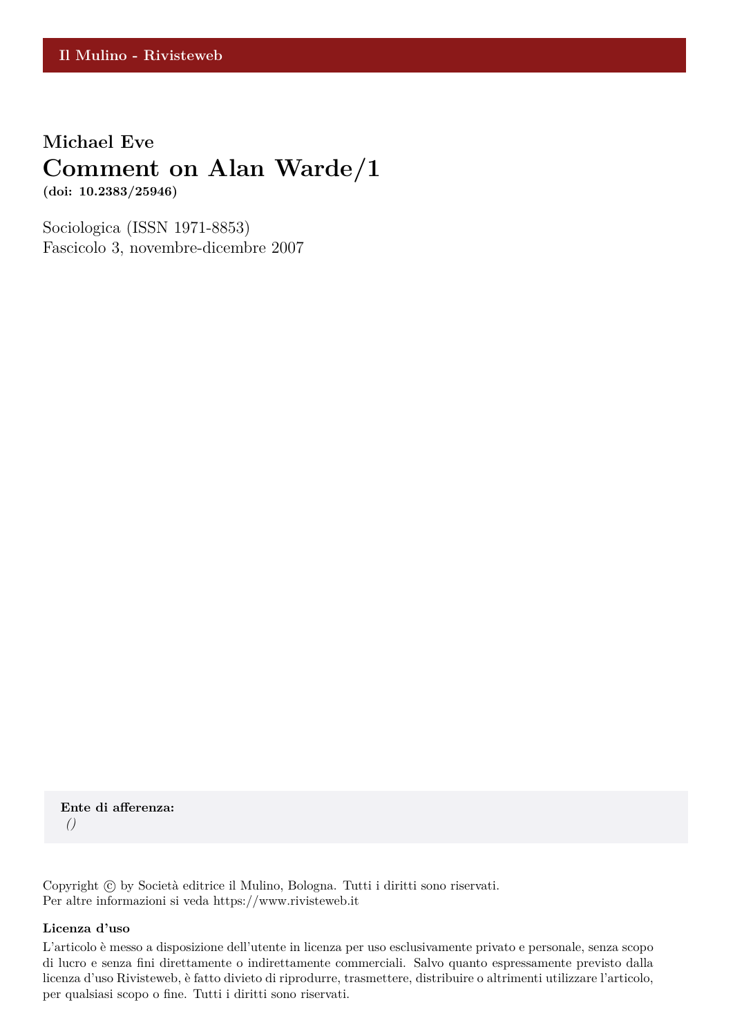Il Mulino - Rivisteweb

**Michael Eve**

# Comment on Alan Warde/1

**(doi: 10.2383/25946)**

Sociologica (ISSN 1971-8853)
Fascicolo 3, novembre-dicembre 2007

**Ente di afferenza:**
*()*

Copyright © by Società editrice il Mulino, Bologna. Tutti i diritti sono riservati.
Per altre informazioni si veda https://www.rivisteweb.it

**Licenza d'uso**

L'articolo è messo a disposizione dell'utente in licenza per uso esclusivamente privato e personale, senza scopo di lucro e senza fini direttamente o indirettamente commerciali. Salvo quanto espressamente previsto dalla licenza d'uso Rivisteweb, è fatto divieto di riprodurre, trasmettere, distribuire o altrimenti utilizzare l'articolo, per qualsiasi scopo o fine. Tutti i diritti sono riservati.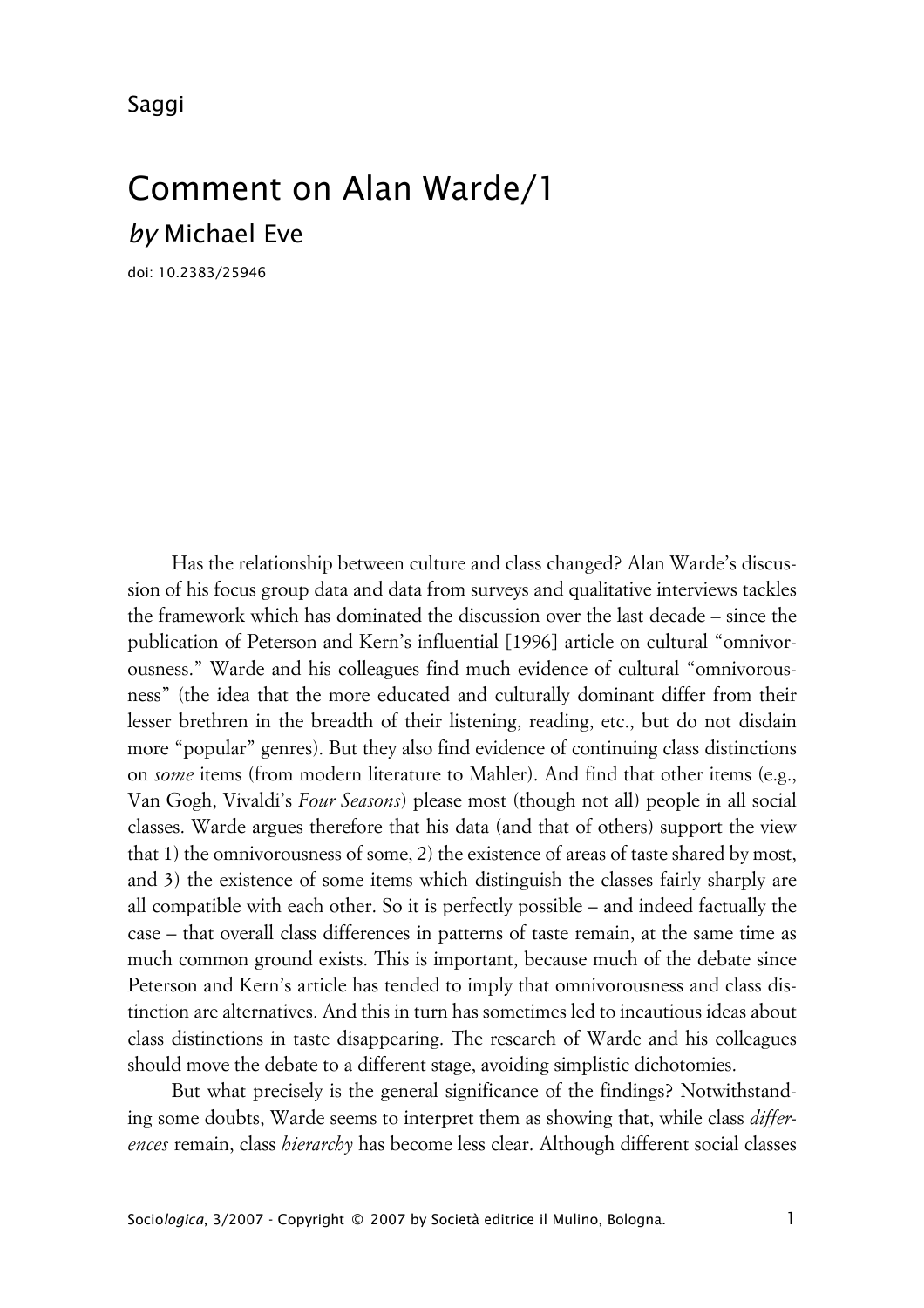Saggi

# Comment on Alan Warde/1

*by* Michael Eve

doi: 10.2383/25946

Has the relationship between culture and class changed? Alan Warde's discussion of his focus group data and data from surveys and qualitative interviews tackles the framework which has dominated the discussion over the last decade – since the publication of Peterson and Kern's influential [1996] article on cultural "omnivorousness." Warde and his colleagues find much evidence of cultural "omnivorousness" (the idea that the more educated and culturally dominant differ from their lesser brethren in the breadth of their listening, reading, etc., but do not disdain more "popular" genres). But they also find evidence of continuing class distinctions on *some* items (from modern literature to Mahler). And find that other items (e.g., Van Gogh, Vivaldi's *Four Seasons*) please most (though not all) people in all social classes. Warde argues therefore that his data (and that of others) support the view that 1) the omnivorousness of some, 2) the existence of areas of taste shared by most, and 3) the existence of some items which distinguish the classes fairly sharply are all compatible with each other. So it is perfectly possible – and indeed factually the case – that overall class differences in patterns of taste remain, at the same time as much common ground exists. This is important, because much of the debate since Peterson and Kern's article has tended to imply that omnivorousness and class distinction are alternatives. And this in turn has sometimes led to incautious ideas about class distinctions in taste disappearing. The research of Warde and his colleagues should move the debate to a different stage, avoiding simplistic dichotomies.

But what precisely is the general significance of the findings? Notwithstanding some doubts, Warde seems to interpret them as showing that, while class *differences* remain, class *hierarchy* has become less clear. Although different social classes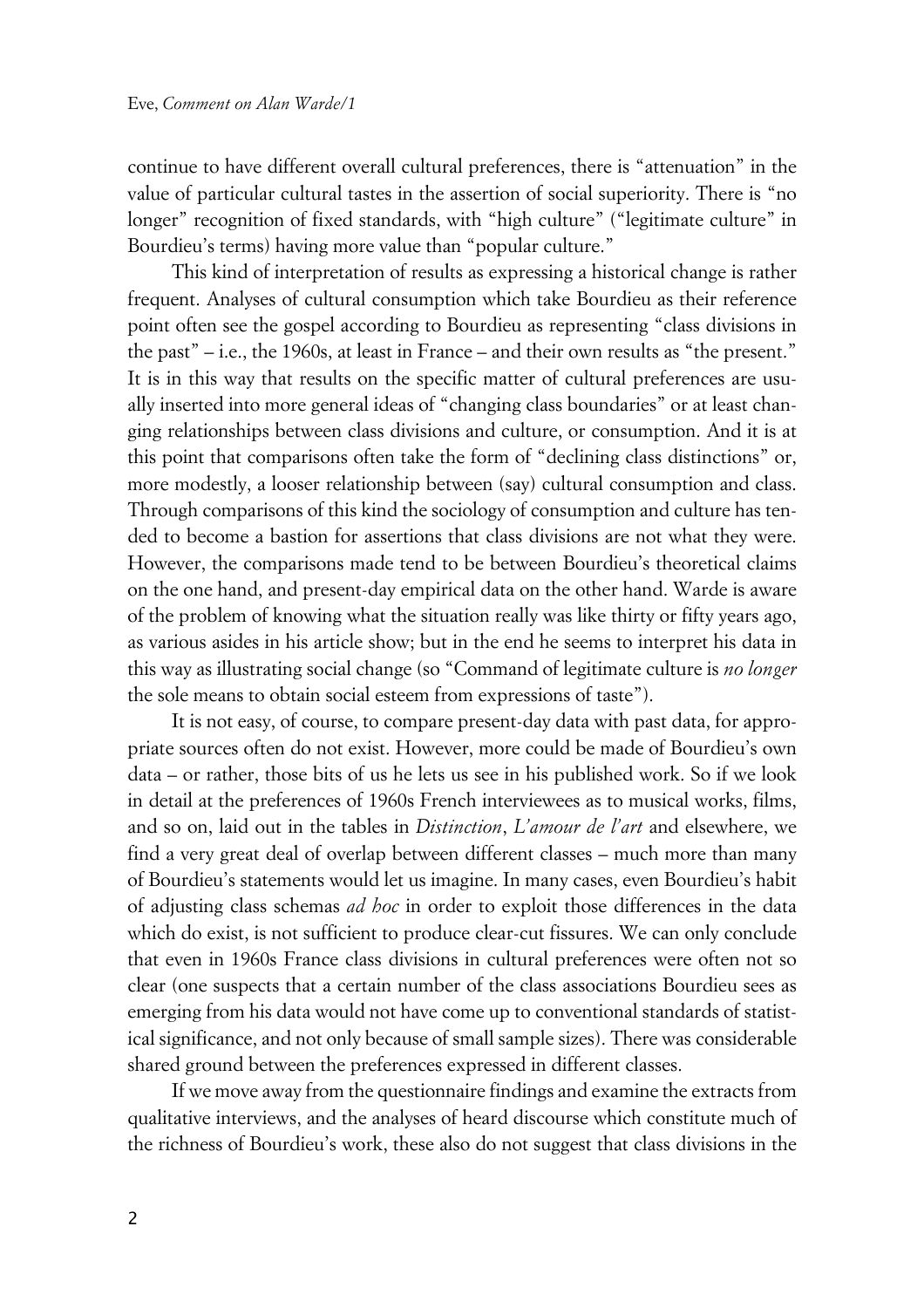continue to have different overall cultural preferences, there is "attenuation" in the value of particular cultural tastes in the assertion of social superiority. There is "no longer" recognition of fixed standards, with "high culture" ("legitimate culture" in Bourdieu's terms) having more value than "popular culture."

This kind of interpretation of results as expressing a historical change is rather frequent. Analyses of cultural consumption which take Bourdieu as their reference point often see the gospel according to Bourdieu as representing "class divisions in the past" – i.e., the 1960s, at least in France – and their own results as "the present." It is in this way that results on the specific matter of cultural preferences are usually inserted into more general ideas of "changing class boundaries" or at least changing relationships between class divisions and culture, or consumption. And it is at this point that comparisons often take the form of "declining class distinctions" or, more modestly, a looser relationship between (say) cultural consumption and class. Through comparisons of this kind the sociology of consumption and culture has tended to become a bastion for assertions that class divisions are not what they were. However, the comparisons made tend to be between Bourdieu's theoretical claims on the one hand, and present-day empirical data on the other hand. Warde is aware of the problem of knowing what the situation really was like thirty or fifty years ago, as various asides in his article show; but in the end he seems to interpret his data in this way as illustrating social change (so "Command of legitimate culture is *no longer* the sole means to obtain social esteem from expressions of taste").

It is not easy, of course, to compare present-day data with past data, for appropriate sources often do not exist. However, more could be made of Bourdieu's own data – or rather, those bits of us he lets us see in his published work. So if we look in detail at the preferences of 1960s French interviewees as to musical works, films, and so on, laid out in the tables in *Distinction*, *L'amour de l'art* and elsewhere, we find a very great deal of overlap between different classes – much more than many of Bourdieu's statements would let us imagine. In many cases, even Bourdieu's habit of adjusting class schemas *ad hoc* in order to exploit those differences in the data which do exist, is not sufficient to produce clear-cut fissures. We can only conclude that even in 1960s France class divisions in cultural preferences were often not so clear (one suspects that a certain number of the class associations Bourdieu sees as emerging from his data would not have come up to conventional standards of statistical significance, and not only because of small sample sizes). There was considerable shared ground between the preferences expressed in different classes.

If we move away from the questionnaire findings and examine the extracts from qualitative interviews, and the analyses of heard discourse which constitute much of the richness of Bourdieu's work, these also do not suggest that class divisions in the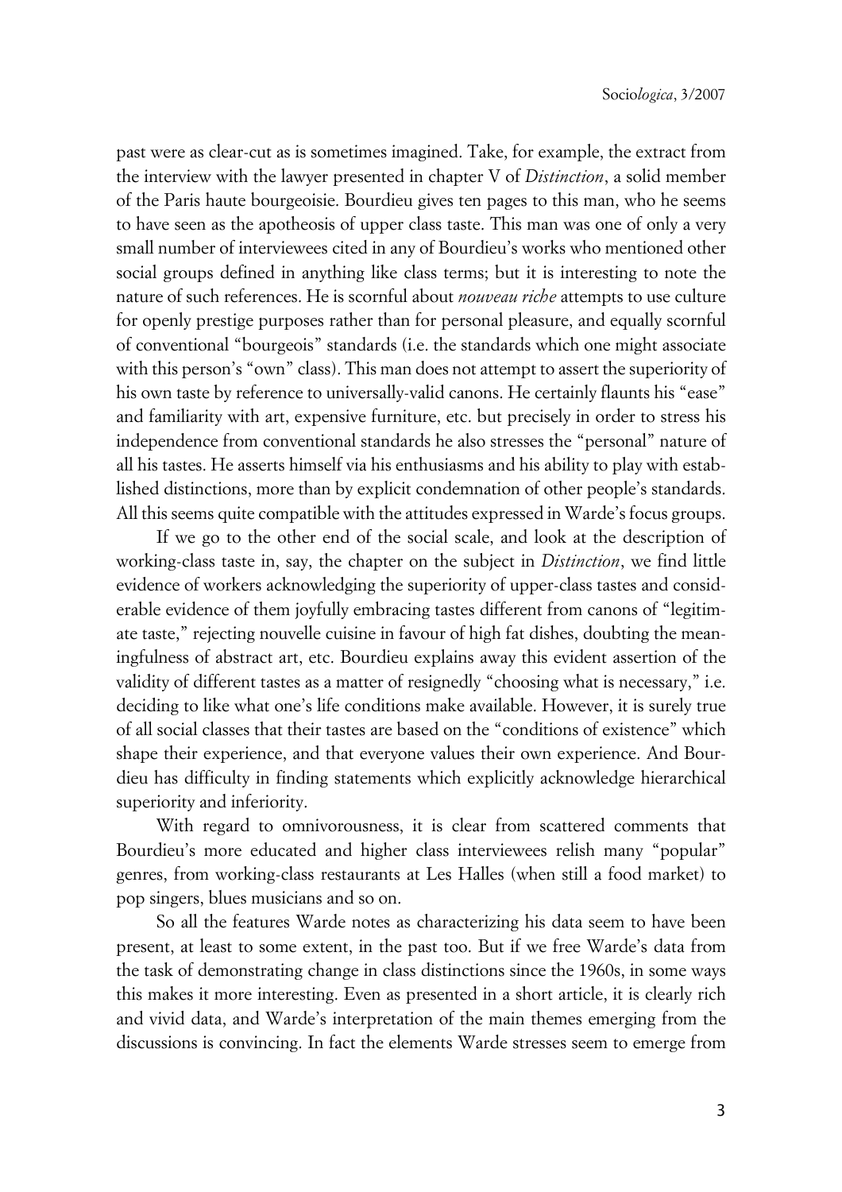past were as clear-cut as is sometimes imagined. Take, for example, the extract from the interview with the lawyer presented in chapter V of *Distinction*, a solid member of the Paris haute bourgeoisie. Bourdieu gives ten pages to this man, who he seems to have seen as the apotheosis of upper class taste. This man was one of only a very small number of interviewees cited in any of Bourdieu's works who mentioned other social groups defined in anything like class terms; but it is interesting to note the nature of such references. He is scornful about *nouveau riche* attempts to use culture for openly prestige purposes rather than for personal pleasure, and equally scornful of conventional "bourgeois" standards (i.e. the standards which one might associate with this person's "own" class). This man does not attempt to assert the superiority of his own taste by reference to universally-valid canons. He certainly flaunts his "ease" and familiarity with art, expensive furniture, etc. but precisely in order to stress his independence from conventional standards he also stresses the "personal" nature of all his tastes. He asserts himself via his enthusiasms and his ability to play with established distinctions, more than by explicit condemnation of other people's standards. All this seems quite compatible with the attitudes expressed in Warde's focus groups.

If we go to the other end of the social scale, and look at the description of working-class taste in, say, the chapter on the subject in *Distinction*, we find little evidence of workers acknowledging the superiority of upper-class tastes and considerable evidence of them joyfully embracing tastes different from canons of "legitimate taste," rejecting nouvelle cuisine in favour of high fat dishes, doubting the meaningfulness of abstract art, etc. Bourdieu explains away this evident assertion of the validity of different tastes as a matter of resignedly "choosing what is necessary," i.e. deciding to like what one's life conditions make available. However, it is surely true of all social classes that their tastes are based on the "conditions of existence" which shape their experience, and that everyone values their own experience. And Bourdieu has difficulty in finding statements which explicitly acknowledge hierarchical superiority and inferiority.

With regard to omnivorousness, it is clear from scattered comments that Bourdieu's more educated and higher class interviewees relish many "popular" genres, from working-class restaurants at Les Halles (when still a food market) to pop singers, blues musicians and so on.

So all the features Warde notes as characterizing his data seem to have been present, at least to some extent, in the past too. But if we free Warde's data from the task of demonstrating change in class distinctions since the 1960s, in some ways this makes it more interesting. Even as presented in a short article, it is clearly rich and vivid data, and Warde's interpretation of the main themes emerging from the discussions is convincing. In fact the elements Warde stresses seem to emerge from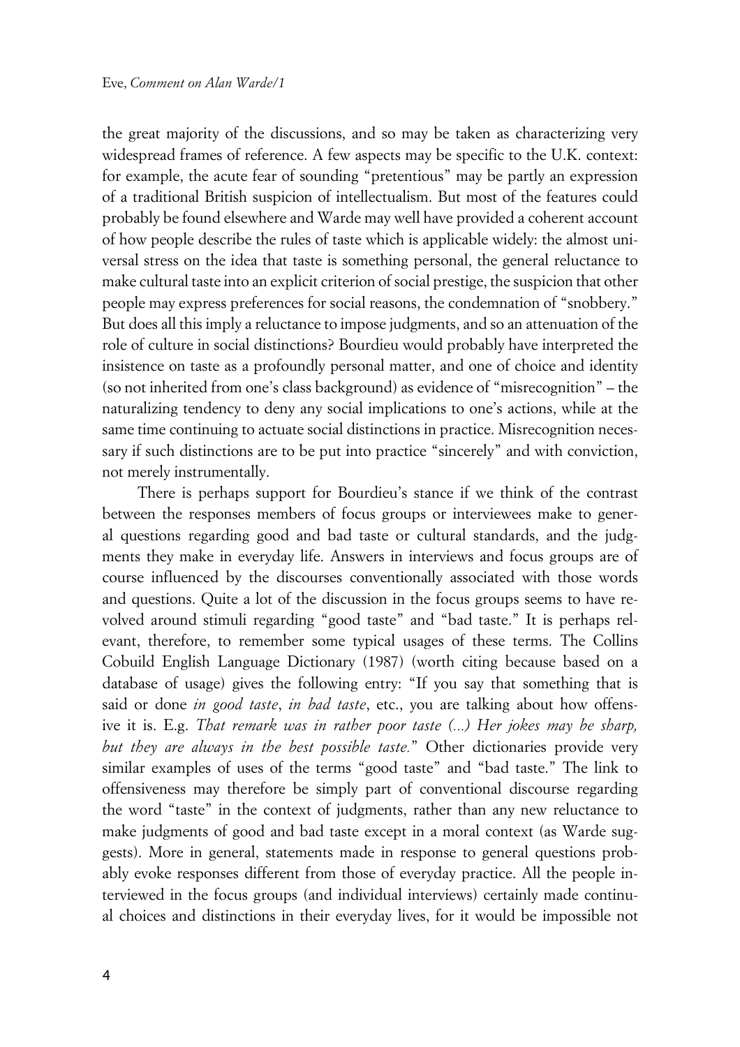the great majority of the discussions, and so may be taken as characterizing very widespread frames of reference. A few aspects may be specific to the U.K. context: for example, the acute fear of sounding "pretentious" may be partly an expression of a traditional British suspicion of intellectualism. But most of the features could probably be found elsewhere and Warde may well have provided a coherent account of how people describe the rules of taste which is applicable widely: the almost universal stress on the idea that taste is something personal, the general reluctance to make cultural taste into an explicit criterion of social prestige, the suspicion that other people may express preferences for social reasons, the condemnation of "snobbery." But does all this imply a reluctance to impose judgments, and so an attenuation of the role of culture in social distinctions? Bourdieu would probably have interpreted the insistence on taste as a profoundly personal matter, and one of choice and identity (so not inherited from one's class background) as evidence of "misrecognition" – the naturalizing tendency to deny any social implications to one's actions, while at the same time continuing to actuate social distinctions in practice. Misrecognition necessary if such distinctions are to be put into practice "sincerely" and with conviction, not merely instrumentally.

There is perhaps support for Bourdieu's stance if we think of the contrast between the responses members of focus groups or interviewees make to general questions regarding good and bad taste or cultural standards, and the judgments they make in everyday life. Answers in interviews and focus groups are of course influenced by the discourses conventionally associated with those words and questions. Quite a lot of the discussion in the focus groups seems to have revolved around stimuli regarding "good taste" and "bad taste." It is perhaps relevant, therefore, to remember some typical usages of these terms. The Collins Cobuild English Language Dictionary (1987) (worth citing because based on a database of usage) gives the following entry: "If you say that something that is said or done *in good taste*, *in bad taste*, etc., you are talking about how offensive it is. E.g. *That remark was in rather poor taste (...) Her jokes may be sharp, but they are always in the best possible taste.*" Other dictionaries provide very similar examples of uses of the terms "good taste" and "bad taste." The link to offensiveness may therefore be simply part of conventional discourse regarding the word "taste" in the context of judgments, rather than any new reluctance to make judgments of good and bad taste except in a moral context (as Warde suggests). More in general, statements made in response to general questions probably evoke responses different from those of everyday practice. All the people interviewed in the focus groups (and individual interviews) certainly made continual choices and distinctions in their everyday lives, for it would be impossible not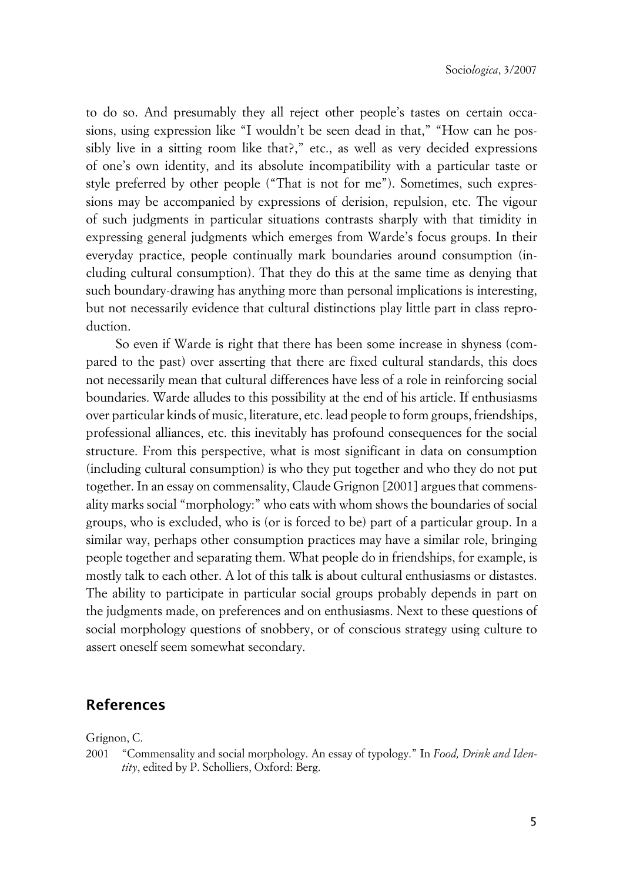to do so. And presumably they all reject other people's tastes on certain occasions, using expression like "I wouldn't be seen dead in that," "How can he possibly live in a sitting room like that?," etc., as well as very decided expressions of one's own identity, and its absolute incompatibility with a particular taste or style preferred by other people ("That is not for me"). Sometimes, such expressions may be accompanied by expressions of derision, repulsion, etc. The vigour of such judgments in particular situations contrasts sharply with that timidity in expressing general judgments which emerges from Warde's focus groups. In their everyday practice, people continually mark boundaries around consumption (including cultural consumption). That they do this at the same time as denying that such boundary-drawing has anything more than personal implications is interesting, but not necessarily evidence that cultural distinctions play little part in class reproduction.

So even if Warde is right that there has been some increase in shyness (compared to the past) over asserting that there are fixed cultural standards, this does not necessarily mean that cultural differences have less of a role in reinforcing social boundaries. Warde alludes to this possibility at the end of his article. If enthusiasms over particular kinds of music, literature, etc. lead people to form groups, friendships, professional alliances, etc. this inevitably has profound consequences for the social structure. From this perspective, what is most significant in data on consumption (including cultural consumption) is who they put together and who they do not put together. In an essay on commensality, Claude Grignon [2001] argues that commensality marks social "morphology:" who eats with whom shows the boundaries of social groups, who is excluded, who is (or is forced to be) part of a particular group. In a similar way, perhaps other consumption practices may have a similar role, bringing people together and separating them. What people do in friendships, for example, is mostly talk to each other. A lot of this talk is about cultural enthusiasms or distastes. The ability to participate in particular social groups probably depends in part on the judgments made, on preferences and on enthusiasms. Next to these questions of social morphology questions of snobbery, or of conscious strategy using culture to assert oneself seem somewhat secondary.

## References

Grignon, C.

2001 "Commensality and social morphology. An essay of typology." In *Food, Drink and Identity*, edited by P. Scholliers, Oxford: Berg.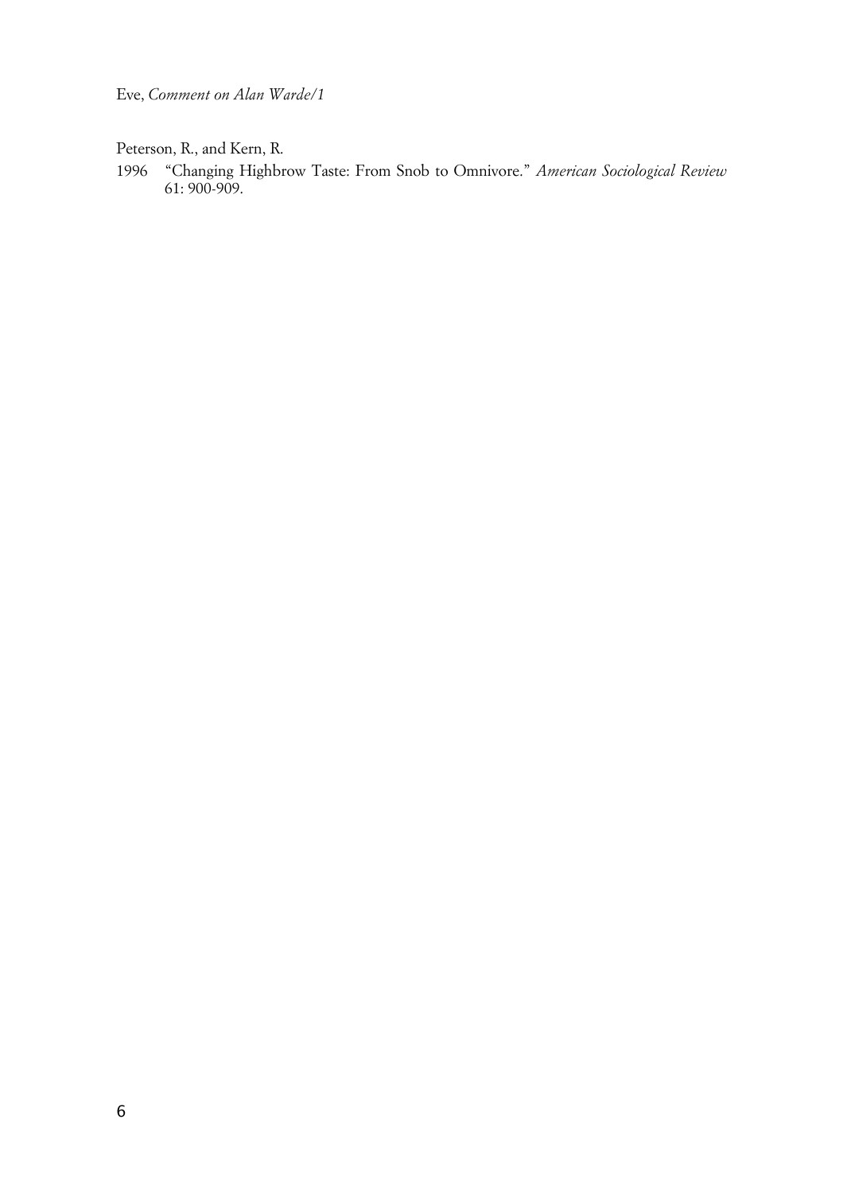Peterson, R., and Kern, R.

1996 "Changing Highbrow Taste: From Snob to Omnivore." *American Sociological Review* 61: 900-909.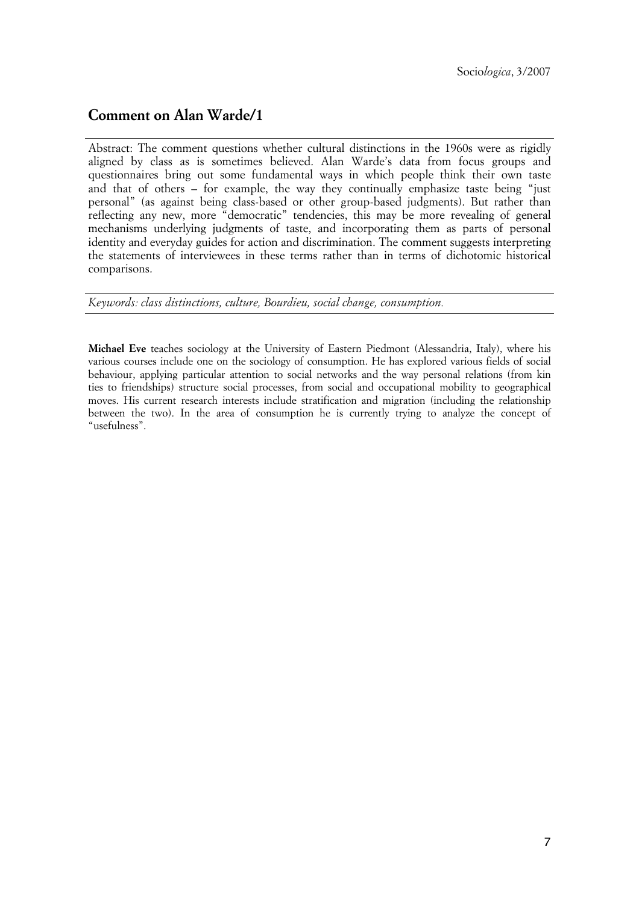## Comment on Alan Warde/1

Abstract: The comment questions whether cultural distinctions in the 1960s were as rigidly aligned by class as is sometimes believed. Alan Warde's data from focus groups and questionnaires bring out some fundamental ways in which people think their own taste and that of others – for example, the way they continually emphasize taste being "just personal" (as against being class-based or other group-based judgments). But rather than reflecting any new, more "democratic" tendencies, this may be more revealing of general mechanisms underlying judgments of taste, and incorporating them as parts of personal identity and everyday guides for action and discrimination. The comment suggests interpreting the statements of interviewees in these terms rather than in terms of dichotomic historical comparisons.

*Keywords: class distinctions, culture, Bourdieu, social change, consumption.*

**Michael Eve** teaches sociology at the University of Eastern Piedmont (Alessandria, Italy), where his various courses include one on the sociology of consumption. He has explored various fields of social behaviour, applying particular attention to social networks and the way personal relations (from kin ties to friendships) structure social processes, from social and occupational mobility to geographical moves. His current research interests include stratification and migration (including the relationship between the two). In the area of consumption he is currently trying to analyze the concept of "usefulness".